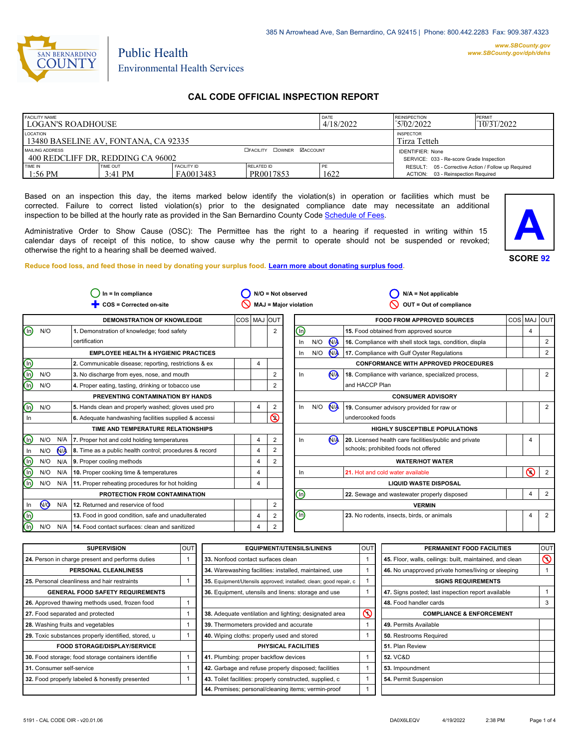385 N Arrowhead Ave, San Bernardino, CA 92415 | Phone: 800.442.2283 Fax: 909.387.4323

www.SBCounty.gov
www.SBCounty.gov/dph/dehs

SAN BERNARDINO COUNTY

Public Health
Environmental Health Services

# CAL CODE OFFICIAL INSPECTION REPORT

| | | | | | | |
|---|---|---|---|---|---|---|
| FACILITY NAME: LOGAN'S ROADHOUSE | | | | DATE: 4/18/2022 | REINSPECTION: 5/02/2022 | PERMIT: 10/31/2022 |
| LOCATION: 13480 BASELINE AV, FONTANA, CA 92335 | | | | | INSPECTOR: Tirza Tetteh | |
| MAILING ADDRESS: 400 REDCLIFF DR, REDDING CA 96002 | | | ☐FACILITY ☐OWNER ☑ACCOUNT | | IDENTIFIER: None; SERVICE: 033 - Re-score Grade Inspection | |
| TIME IN: 1:56 PM | TIME OUT: 3:41 PM | FACILITY ID: FA0013483 | RELATED ID: PR0017853 | PE: 1622 | RESULT: 05 - Corrective Action / Follow up Required; ACTION: 03 - Reinspection Required | |

Based on an inspection this day, the items marked below identify the violation(s) in operation or facilities which must be corrected. Failure to correct listed violation(s) prior to the designated compliance date may necessitate an additional inspection to be billed at the hourly rate as provided in the San Bernardino County Code Schedule of Fees.

Administrative Order to Show Cause (OSC): The Permittee has the right to a hearing if requested in writing within 15 calendar days of receipt of this notice, to show cause why the permit to operate should not be suspended or revoked; otherwise the right to a hearing shall be deemed waived.

**A**

**SCORE 92**

Reduce food loss, and feed those in need by donating your surplus food. Learn more about donating surplus food.

In = In compliance | N/O = Not observed | N/A = Not applicable | COS = Corrected on-site | MAJ = Major violation | OUT = Out of compliance

| | | | Item | COS | MAJ | OUT |
|---|---|---|---|---|---|---|
| | | | **DEMONSTRATION OF KNOWLEDGE** | | | |
| (In) | N/O | | 1. Demonstration of knowledge; food safety certification | | | 2 |
| | | | **EMPLOYEE HEALTH & HYGIENIC PRACTICES** | | | |
| (In) | | | 2. Communicable disease; reporting, restrictions & ex | | 4 | |
| (In) | N/O | | 3. No discharge from eyes, nose, and mouth | | | 2 |
| (In) | N/O | | 4. Proper eating, tasting, drinking or tobacco use | | | 2 |
| | | | **PREVENTING CONTAMINATION BY HANDS** | | | |
| (In) | N/O | | 5. Hands clean and properly washed; gloves used pro | | 4 | 2 |
| In | | | 6. Adequate handwashing facilities supplied & accessi | | | (2) OUT |
| | | | **TIME AND TEMPERATURE RELATIONSHIPS** | | | |
| (In) | N/O | N/A | 7. Proper hot and cold holding temperatures | | 4 | 2 |
| In | N/O | (N/A) | 8. Time as a public health control; procedures & record | | 4 | 2 |
| (In) | N/O | N/A | 9. Proper cooling methods | | 4 | 2 |
| (In) | N/O | N/A | 10. Proper cooking time & temperatures | | 4 | |
| (In) | N/O | N/A | 11. Proper reheating procedures for hot holding | | 4 | |
| | | | **PROTECTION FROM CONTAMINATION** | | | |
| In | (N/O) | N/A | 12. Returned and reservice of food | | | 2 |
| (In) | | | 13. Food in good condition, safe and unadulterated | | 4 | 2 |
| (In) | N/O | N/A | 14. Food contact surfaces: clean and sanitized | | 4 | 2 |
| | | | **FOOD FROM APPROVED SOURCES** | | | |
| (In) | | | 15. Food obtained from approved source | | 4 | |
| In | N/O | (N/A) | 16. Compliance with shell stock tags, condition, displa | | | 2 |
| In | N/O | (N/A) | 17. Compliance with Gulf Oyster Regulations | | | 2 |
| | | | **CONFORMANCE WITH APPROVED PROCEDURES** | | | |
| In | | (N/A) | 18. Compliance with variance, specialized process, and HACCP Plan | | | 2 |
| | | | **CONSUMER ADVISORY** | | | |
| In | N/O | (N/A) | 19. Consumer advisory provided for raw or undercooked foods | | | 2 |
| | | | **HIGHLY SUSCEPTIBLE POPULATIONS** | | | |
| In | | (N/A) | 20. Licensed health care facilities/public and private schools; prohibited foods not offered | | 4 | |
| | | | **WATER/HOT WATER** | | | |
| In | | | 21. Hot and cold water available | | (4) OUT | 2 |
| | | | **LIQUID WASTE DISPOSAL** | | | |
| (In) | | | 22. Sewage and wastewater properly disposed | | 4 | 2 |
| | | | **VERMIN** | | | |
| (In) | | | 23. No rodents, insects, birds, or animals | | 4 | 2 |

| Item | OUT |
|---|---|
| **SUPERVISION** | |
| 24. Person in charge present and performs duties | 1 |
| **PERSONAL CLEANLINESS** | |
| 25. Personal cleanliness and hair restraints | 1 |
| **GENERAL FOOD SAFETY REQUIREMENTS** | |
| 26. Approved thawing methods used, frozen food | 1 |
| 27. Food separated and protected | 1 |
| 28. Washing fruits and vegetables | 1 |
| 29. Toxic substances properly identified, stored, u | 1 |
| **FOOD STORAGE/DISPLAY/SERVICE** | |
| 30. Food storage; food storage containers identifie | 1 |
| 31. Consumer self-service | 1 |
| 32. Food properly labeled & honestly presented | 1 |

| Item | OUT |
|---|---|
| **EQUIPMENT/UTENSILS/LINENS** | |
| 33. Nonfood contact surfaces clean | 1 |
| 34. Warewashing facilities: installed, maintained, use | 1 |
| 35. Equipment/Utensils approved; installed; clean; good repair, c | 1 |
| 36. Equipment, utensils and linens: storage and use | 1 |
| 38. Adequate ventilation and lighting; designated area | (1) OUT |
| 39. Thermometers provided and accurate | 1 |
| 40. Wiping cloths: properly used and stored | 1 |
| **PHYSICAL FACILITIES** | |
| 41. Plumbing: proper backflow devices | 1 |
| 42. Garbage and refuse properly disposed; facilities | 1 |
| 43. Toilet facilities: properly constructed, supplied, c | 1 |
| 44. Premises; personal/cleaning items; vermin-proof | 1 |

| Item | OUT |
|---|---|
| **PERMANENT FOOD FACILITIES** | |
| 45. Floor, walls, ceilings: built, maintained, and clean | (1) OUT |
| 46. No unapproved private homes/living or sleeping | 1 |
| **SIGNS REQUIREMENTS** | |
| 47. Signs posted; last inspection report available | 1 |
| 48. Food handler cards | 3 |
| **COMPLIANCE & ENFORCEMENT** | |
| 49. Permits Available | |
| 50. Restrooms Required | |
| 51. Plan Review | |
| 52. VC&D | |
| 53. Impoundment | |
| 54. Permit Suspension | |

5191 - CAL CODE OIR - v20.01.06 DA0X6LEQV 4/19/2022 2:38 PM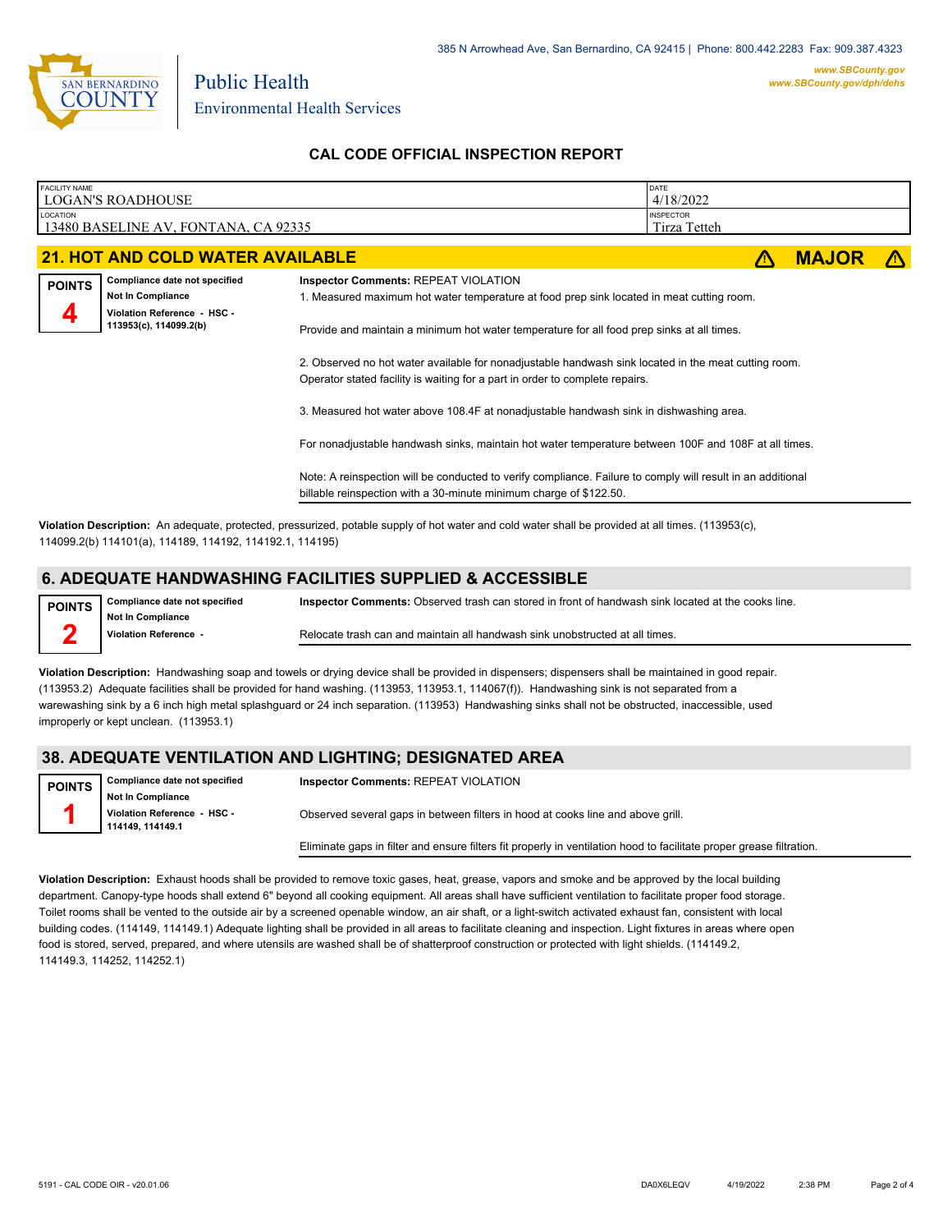**CAL CODE OFFICIAL INSPECTION REPORT**

| FACILITY NAME | DATE |
|---|---|
| LOGAN'S ROADHOUSE | 4/18/2022 |
| LOCATION | INSPECTOR |
| 13480 BASELINE AV, FONTANA, CA 92335 | Tirza Tetteh |

## 21. HOT AND COLD WATER AVAILABLE — ⚠ MAJOR ⚠

**POINTS 4**

**Compliance date not specified**
**Not In Compliance**
**Violation Reference - HSC - 113953(c), 114099.2(b)**

**Inspector Comments:** REPEAT VIOLATION

1. Measured maximum hot water temperature at food prep sink located in meat cutting room.

Provide and maintain a minimum hot water temperature for all food prep sinks at all times.

2. Observed no hot water available for nonadjustable handwash sink located in the meat cutting room. Operator stated facility is waiting for a part in order to complete repairs.

3. Measured hot water above 108.4F at nonadjustable handwash sink in dishwashing area.

For nonadjustable handwash sinks, maintain hot water temperature between 100F and 108F at all times.

Note: A reinspection will be conducted to verify compliance. Failure to comply will result in an additional billable reinspection with a 30-minute minimum charge of $122.50.

**Violation Description:** An adequate, protected, pressurized, potable supply of hot water and cold water shall be provided at all times. (113953(c), 114099.2(b) 114101(a), 114189, 114192, 114192.1, 114195)

## 6. ADEQUATE HANDWASHING FACILITIES SUPPLIED & ACCESSIBLE

**POINTS 2**

**Compliance date not specified**
**Not In Compliance**
**Violation Reference -**

**Inspector Comments:** Observed trash can stored in front of handwash sink located at the cooks line.

Relocate trash can and maintain all handwash sink unobstructed at all times.

**Violation Description:** Handwashing soap and towels or drying device shall be provided in dispensers; dispensers shall be maintained in good repair. (113953.2) Adequate facilities shall be provided for hand washing. (113953, 113953.1, 114067(f)). Handwashing sink is not separated from a warewashing sink by a 6 inch high metal splashguard or 24 inch separation. (113953) Handwashing sinks shall not be obstructed, inaccessible, used improperly or kept unclean. (113953.1)

## 38. ADEQUATE VENTILATION AND LIGHTING; DESIGNATED AREA

**POINTS 1**

**Compliance date not specified**
**Not In Compliance**
**Violation Reference - HSC - 114149, 114149.1**

**Inspector Comments:** REPEAT VIOLATION

Observed several gaps in between filters in hood at cooks line and above grill.

Eliminate gaps in filter and ensure filters fit properly in ventilation hood to facilitate proper grease filtration.

**Violation Description:** Exhaust hoods shall be provided to remove toxic gases, heat, grease, vapors and smoke and be approved by the local building department. Canopy-type hoods shall extend 6" beyond all cooking equipment. All areas shall have sufficient ventilation to facilitate proper food storage. Toilet rooms shall be vented to the outside air by a screened openable window, an air shaft, or a light-switch activated exhaust fan, consistent with local building codes. (114149, 114149.1) Adequate lighting shall be provided in all areas to facilitate cleaning and inspection. Light fixtures in areas where open food is stored, served, prepared, and where utensils are washed shall be of shatterproof construction or protected with light shields. (114149.2, 114149.3, 114252, 114252.1)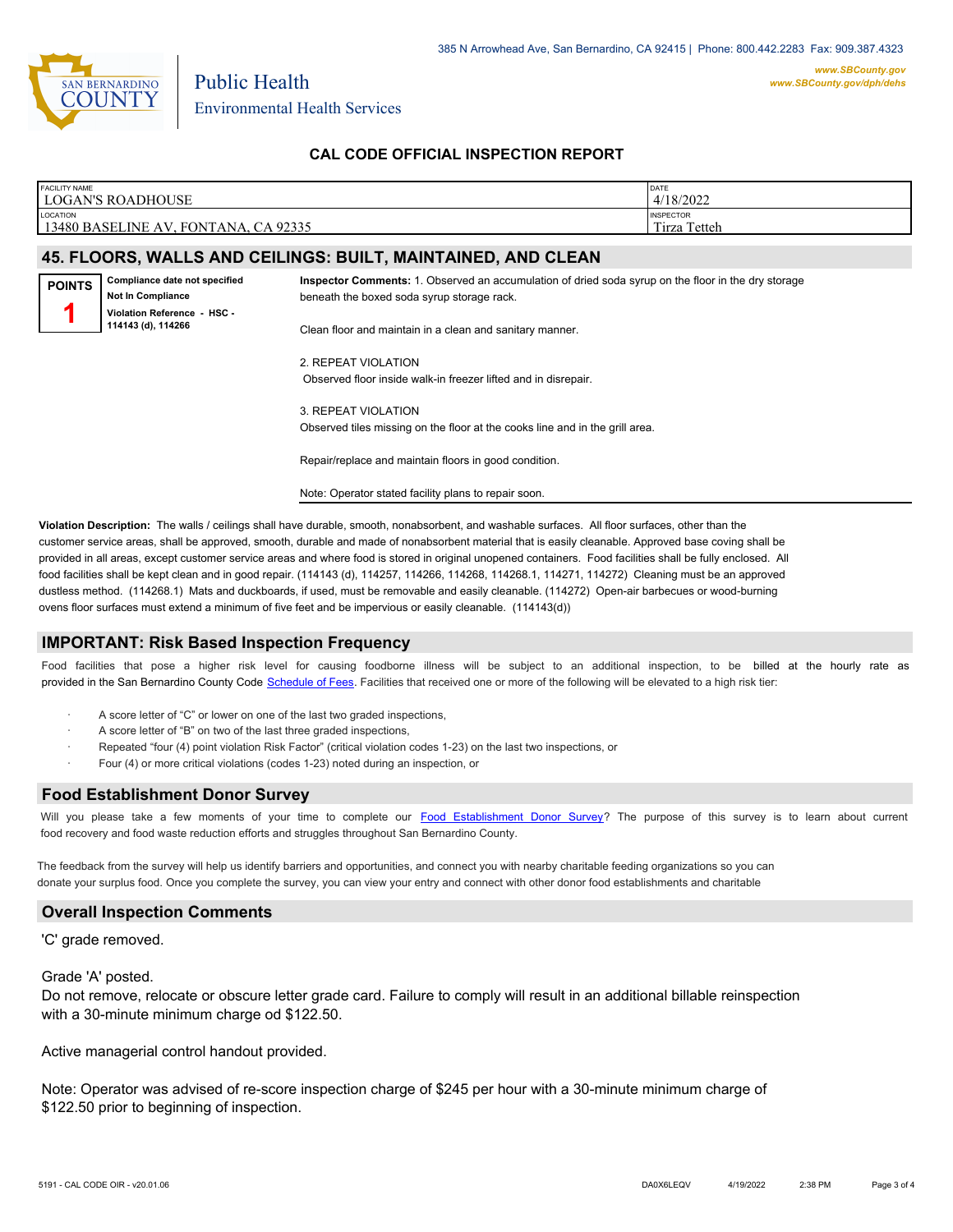Public Health
Environmental Health Services

## CAL CODE OFFICIAL INSPECTION REPORT

| FACILITY NAME | DATE |
|---|---|
| LOGAN'S ROADHOUSE | 4/18/2022 |
| **LOCATION** | **INSPECTOR** |
| 13480 BASELINE AV, FONTANA, CA 92335 | Tirza Tetteh |

## 45. FLOORS, WALLS AND CEILINGS: BUILT, MAINTAINED, AND CLEAN

**POINTS**
**1**

**Compliance date not specified**
**Not In Compliance**
**Violation Reference - HSC - 114143 (d), 114266**

**Inspector Comments:** 1. Observed an accumulation of dried soda syrup on the floor in the dry storage beneath the boxed soda syrup storage rack.

Clean floor and maintain in a clean and sanitary manner.

2. REPEAT VIOLATION
Observed floor inside walk-in freezer lifted and in disrepair.

3. REPEAT VIOLATION
Observed tiles missing on the floor at the cooks line and in the grill area.

Repair/replace and maintain floors in good condition.

Note: Operator stated facility plans to repair soon.

**Violation Description:** The walls / ceilings shall have durable, smooth, nonabsorbent, and washable surfaces. All floor surfaces, other than the customer service areas, shall be approved, smooth, durable and made of nonabsorbent material that is easily cleanable. Approved base coving shall be provided in all areas, except customer service areas and where food is stored in original unopened containers. Food facilities shall be fully enclosed. All food facilities shall be kept clean and in good repair. (114143 (d), 114257, 114266, 114268, 114268.1, 114271, 114272) Cleaning must be an approved dustless method. (114268.1) Mats and duckboards, if used, must be removable and easily cleanable. (114272) Open-air barbecues or wood-burning ovens floor surfaces must extend a minimum of five feet and be impervious or easily cleanable. (114143(d))

## IMPORTANT: Risk Based Inspection Frequency

Food facilities that pose a higher risk level for causing foodborne illness will be subject to an additional inspection, to be billed at the hourly rate as provided in the San Bernardino County Code Schedule of Fees. Facilities that received one or more of the following will be elevated to a high risk tier:

- A score letter of "C" or lower on one of the last two graded inspections,
- A score letter of "B" on two of the last three graded inspections,
- Repeated "four (4) point violation Risk Factor" (critical violation codes 1-23) on the last two inspections, or
- Four (4) or more critical violations (codes 1-23) noted during an inspection, or

## Food Establishment Donor Survey

Will you please take a few moments of your time to complete our Food Establishment Donor Survey? The purpose of this survey is to learn about current food recovery and food waste reduction efforts and struggles throughout San Bernardino County.

The feedback from the survey will help us identify barriers and opportunities, and connect you with nearby charitable feeding organizations so you can donate your surplus food. Once you complete the survey, you can view your entry and connect with other donor food establishments and charitable

## Overall Inspection Comments

'C' grade removed.

Grade 'A' posted.
Do not remove, relocate or obscure letter grade card. Failure to comply will result in an additional billable reinspection with a 30-minute minimum charge od $122.50.

Active managerial control handout provided.

Note: Operator was advised of re-score inspection charge of $245 per hour with a 30-minute minimum charge of $122.50 prior to beginning of inspection.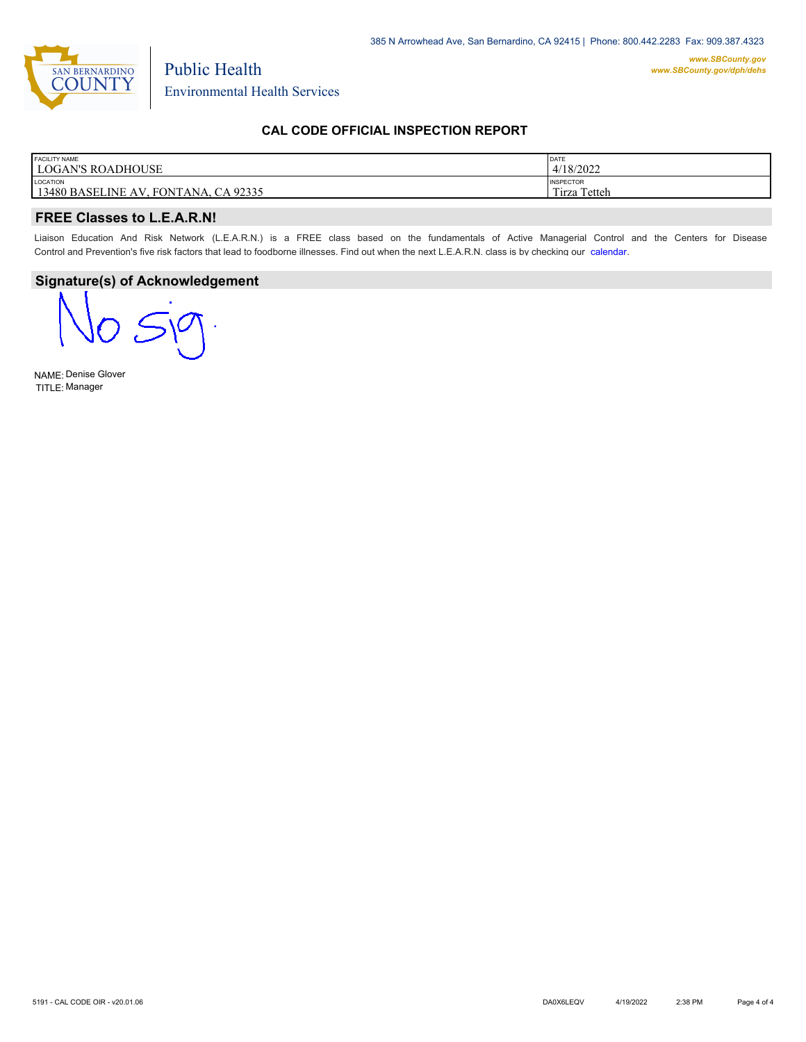385 N Arrowhead Ave, San Bernardino, CA 92415 | Phone: 800.442.2283 Fax: 909.387.4323

*www.SBCounty.gov*
*www.SBCounty.gov/dph/dehs*

SAN BERNARDINO COUNTY

Public Health
Environmental Health Services

## CAL CODE OFFICIAL INSPECTION REPORT

| | |
|---|---|
| FACILITY NAME<br>LOGAN'S ROADHOUSE | DATE<br>4/18/2022 |
| LOCATION<br>13480 BASELINE AV, FONTANA, CA 92335 | INSPECTOR<br>Tirza Tetteh |

### FREE Classes to L.E.A.R.N!

Liaison Education And Risk Network (L.E.A.R.N.) is a FREE class based on the fundamentals of Active Managerial Control and the Centers for Disease Control and Prevention's five risk factors that lead to foodborne illnesses. Find out when the next L.E.A.R.N. class is by checking our calendar.

### Signature(s) of Acknowledgement

No Sig.

NAME: Denise Glover
TITLE: Manager

5191 - CAL CODE OIR - v20.01.06 DA0X6LEQV 4/19/2022 2:38 PM